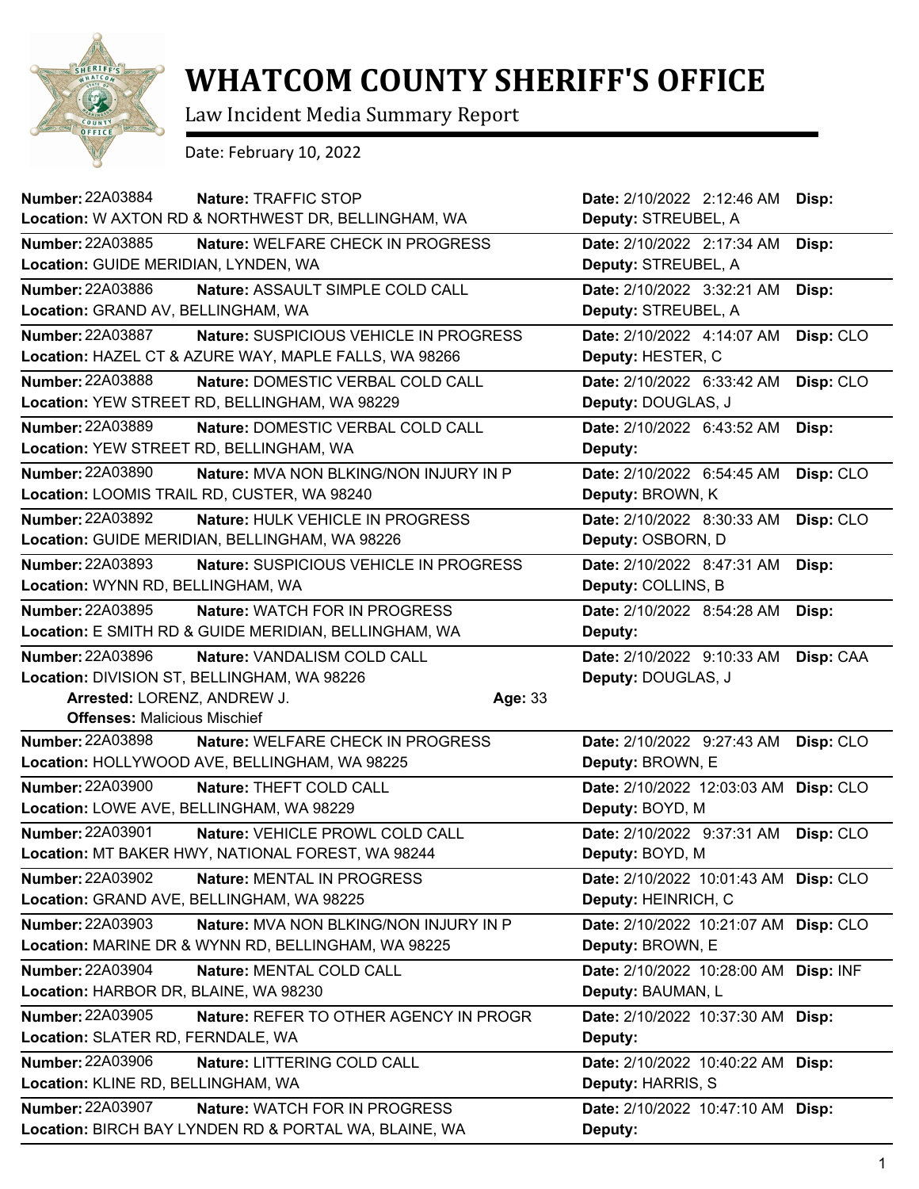# WHATCOM COUNTY SHERIFF'S OFFICE

Law Incident Media Summary Report

Date: February 10, 2022

**Number:** 22A03884 **Nature:** TRAFFIC STOP **Date:** 2/10/2022 2:12:46 AM **Disp:**
**Location:** W AXTON RD & NORTHWEST DR, BELLINGHAM, WA **Deputy:** STREUBEL, A

---

**Number:** 22A03885 **Nature:** WELFARE CHECK IN PROGRESS **Date:** 2/10/2022 2:17:34 AM **Disp:**
**Location:** GUIDE MERIDIAN, LYNDEN, WA **Deputy:** STREUBEL, A

---

**Number:** 22A03886 **Nature:** ASSAULT SIMPLE COLD CALL **Date:** 2/10/2022 3:32:21 AM **Disp:**
**Location:** GRAND AV, BELLINGHAM, WA **Deputy:** STREUBEL, A

---

**Number:** 22A03887 **Nature:** SUSPICIOUS VEHICLE IN PROGRESS **Date:** 2/10/2022 4:14:07 AM **Disp:** CLO
**Location:** HAZEL CT & AZURE WAY, MAPLE FALLS, WA 98266 **Deputy:** HESTER, C

---

**Number:** 22A03888 **Nature:** DOMESTIC VERBAL COLD CALL **Date:** 2/10/2022 6:33:42 AM **Disp:** CLO
**Location:** YEW STREET RD, BELLINGHAM, WA 98229 **Deputy:** DOUGLAS, J

---

**Number:** 22A03889 **Nature:** DOMESTIC VERBAL COLD CALL **Date:** 2/10/2022 6:43:52 AM **Disp:**
**Location:** YEW STREET RD, BELLINGHAM, WA **Deputy:**

---

**Number:** 22A03890 **Nature:** MVA NON BLKING/NON INJURY IN P **Date:** 2/10/2022 6:54:45 AM **Disp:** CLO
**Location:** LOOMIS TRAIL RD, CUSTER, WA 98240 **Deputy:** BROWN, K

---

**Number:** 22A03892 **Nature:** HULK VEHICLE IN PROGRESS **Date:** 2/10/2022 8:30:33 AM **Disp:** CLO
**Location:** GUIDE MERIDIAN, BELLINGHAM, WA 98226 **Deputy:** OSBORN, D

---

**Number:** 22A03893 **Nature:** SUSPICIOUS VEHICLE IN PROGRESS **Date:** 2/10/2022 8:47:31 AM **Disp:**
**Location:** WYNN RD, BELLINGHAM, WA **Deputy:** COLLINS, B

---

**Number:** 22A03895 **Nature:** WATCH FOR IN PROGRESS **Date:** 2/10/2022 8:54:28 AM **Disp:**
**Location:** E SMITH RD & GUIDE MERIDIAN, BELLINGHAM, WA **Deputy:**

---

**Number:** 22A03896 **Nature:** VANDALISM COLD CALL **Date:** 2/10/2022 9:10:33 AM **Disp:** CAA
**Location:** DIVISION ST, BELLINGHAM, WA 98226 **Deputy:** DOUGLAS, J
**Arrested:** LORENZ, ANDREW J. **Age:** 33
**Offenses:** Malicious Mischief

---

**Number:** 22A03898 **Nature:** WELFARE CHECK IN PROGRESS **Date:** 2/10/2022 9:27:43 AM **Disp:** CLO
**Location:** HOLLYWOOD AVE, BELLINGHAM, WA 98225 **Deputy:** BROWN, E

---

**Number:** 22A03900 **Nature:** THEFT COLD CALL **Date:** 2/10/2022 12:03:03 AM **Disp:** CLO
**Location:** LOWE AVE, BELLINGHAM, WA 98229 **Deputy:** BOYD, M

---

**Number:** 22A03901 **Nature:** VEHICLE PROWL COLD CALL **Date:** 2/10/2022 9:37:31 AM **Disp:** CLO
**Location:** MT BAKER HWY, NATIONAL FOREST, WA 98244 **Deputy:** BOYD, M

---

**Number:** 22A03902 **Nature:** MENTAL IN PROGRESS **Date:** 2/10/2022 10:01:43 AM **Disp:** CLO
**Location:** GRAND AVE, BELLINGHAM, WA 98225 **Deputy:** HEINRICH, C

---

**Number:** 22A03903 **Nature:** MVA NON BLKING/NON INJURY IN P **Date:** 2/10/2022 10:21:07 AM **Disp:** CLO
**Location:** MARINE DR & WYNN RD, BELLINGHAM, WA 98225 **Deputy:** BROWN, E

---

**Number:** 22A03904 **Nature:** MENTAL COLD CALL **Date:** 2/10/2022 10:28:00 AM **Disp:** INF
**Location:** HARBOR DR, BLAINE, WA 98230 **Deputy:** BAUMAN, L

---

**Number:** 22A03905 **Nature:** REFER TO OTHER AGENCY IN PROGR **Date:** 2/10/2022 10:37:30 AM **Disp:**
**Location:** SLATER RD, FERNDALE, WA **Deputy:**

---

**Number:** 22A03906 **Nature:** LITTERING COLD CALL **Date:** 2/10/2022 10:40:22 AM **Disp:**
**Location:** KLINE RD, BELLINGHAM, WA **Deputy:** HARRIS, S

---

**Number:** 22A03907 **Nature:** WATCH FOR IN PROGRESS **Date:** 2/10/2022 10:47:10 AM **Disp:**
**Location:** BIRCH BAY LYNDEN RD & PORTAL WA, BLAINE, WA **Deputy:**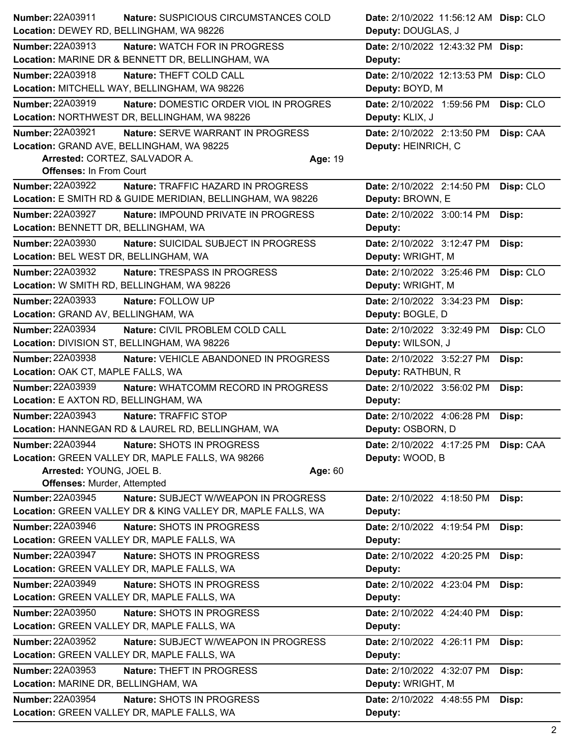**Number:** 22A03911 **Nature:** SUSPICIOUS CIRCUMSTANCES COLD **Date:** 2/10/2022 11:56:12 AM **Disp:** CLO
**Location:** DEWEY RD, BELLINGHAM, WA 98226 **Deputy:** DOUGLAS, J

---

**Number:** 22A03913 **Nature:** WATCH FOR IN PROGRESS **Date:** 2/10/2022 12:43:32 PM **Disp:**
**Location:** MARINE DR & BENNETT DR, BELLINGHAM, WA **Deputy:**

---

**Number:** 22A03918 **Nature:** THEFT COLD CALL **Date:** 2/10/2022 12:13:53 PM **Disp:** CLO
**Location:** MITCHELL WAY, BELLINGHAM, WA 98226 **Deputy:** BOYD, M

---

**Number:** 22A03919 **Nature:** DOMESTIC ORDER VIOL IN PROGRES **Date:** 2/10/2022 1:59:56 PM **Disp:** CLO
**Location:** NORTHWEST DR, BELLINGHAM, WA 98226 **Deputy:** KLIX, J

---

**Number:** 22A03921 **Nature:** SERVE WARRANT IN PROGRESS **Date:** 2/10/2022 2:13:50 PM **Disp:** CAA
**Location:** GRAND AVE, BELLINGHAM, WA 98225 **Deputy:** HEINRICH, C
**Arrested:** CORTEZ, SALVADOR A. **Age:** 19
**Offenses:** In From Court

---

**Number:** 22A03922 **Nature:** TRAFFIC HAZARD IN PROGRESS **Date:** 2/10/2022 2:14:50 PM **Disp:** CLO
**Location:** E SMITH RD & GUIDE MERIDIAN, BELLINGHAM, WA 98226 **Deputy:** BROWN, E

---

**Number:** 22A03927 **Nature:** IMPOUND PRIVATE IN PROGRESS **Date:** 2/10/2022 3:00:14 PM **Disp:**
**Location:** BENNETT DR, BELLINGHAM, WA **Deputy:**

---

**Number:** 22A03930 **Nature:** SUICIDAL SUBJECT IN PROGRESS **Date:** 2/10/2022 3:12:47 PM **Disp:**
**Location:** BEL WEST DR, BELLINGHAM, WA **Deputy:** WRIGHT, M

---

**Number:** 22A03932 **Nature:** TRESPASS IN PROGRESS **Date:** 2/10/2022 3:25:46 PM **Disp:** CLO
**Location:** W SMITH RD, BELLINGHAM, WA 98226 **Deputy:** WRIGHT, M

---

**Number:** 22A03933 **Nature:** FOLLOW UP **Date:** 2/10/2022 3:34:23 PM **Disp:**
**Location:** GRAND AV, BELLINGHAM, WA **Deputy:** BOGLE, D

---

**Number:** 22A03934 **Nature:** CIVIL PROBLEM COLD CALL **Date:** 2/10/2022 3:32:49 PM **Disp:** CLO
**Location:** DIVISION ST, BELLINGHAM, WA 98226 **Deputy:** WILSON, J

---

**Number:** 22A03938 **Nature:** VEHICLE ABANDONED IN PROGRESS **Date:** 2/10/2022 3:52:27 PM **Disp:**
**Location:** OAK CT, MAPLE FALLS, WA **Deputy:** RATHBUN, R

---

**Number:** 22A03939 **Nature:** WHATCOMM RECORD IN PROGRESS **Date:** 2/10/2022 3:56:02 PM **Disp:**
**Location:** E AXTON RD, BELLINGHAM, WA **Deputy:**

---

**Number:** 22A03943 **Nature:** TRAFFIC STOP **Date:** 2/10/2022 4:06:28 PM **Disp:**
**Location:** HANNEGAN RD & LAUREL RD, BELLINGHAM, WA **Deputy:** OSBORN, D

---

**Number:** 22A03944 **Nature:** SHOTS IN PROGRESS **Date:** 2/10/2022 4:17:25 PM **Disp:** CAA
**Location:** GREEN VALLEY DR, MAPLE FALLS, WA 98266 **Deputy:** WOOD, B
**Arrested:** YOUNG, JOEL B. **Age:** 60
**Offenses:** Murder, Attempted

---

**Number:** 22A03945 **Nature:** SUBJECT W/WEAPON IN PROGRESS **Date:** 2/10/2022 4:18:50 PM **Disp:**
**Location:** GREEN VALLEY DR & KING VALLEY DR, MAPLE FALLS, WA **Deputy:**

---

**Number:** 22A03946 **Nature:** SHOTS IN PROGRESS **Date:** 2/10/2022 4:19:54 PM **Disp:**
**Location:** GREEN VALLEY DR, MAPLE FALLS, WA **Deputy:**

---

**Number:** 22A03947 **Nature:** SHOTS IN PROGRESS **Date:** 2/10/2022 4:20:25 PM **Disp:**
**Location:** GREEN VALLEY DR, MAPLE FALLS, WA **Deputy:**

---

**Number:** 22A03949 **Nature:** SHOTS IN PROGRESS **Date:** 2/10/2022 4:23:04 PM **Disp:**
**Location:** GREEN VALLEY DR, MAPLE FALLS, WA **Deputy:**

---

**Number:** 22A03950 **Nature:** SHOTS IN PROGRESS **Date:** 2/10/2022 4:24:40 PM **Disp:**
**Location:** GREEN VALLEY DR, MAPLE FALLS, WA **Deputy:**

---

**Number:** 22A03952 **Nature:** SUBJECT W/WEAPON IN PROGRESS **Date:** 2/10/2022 4:26:11 PM **Disp:**
**Location:** GREEN VALLEY DR, MAPLE FALLS, WA **Deputy:**

---

**Number:** 22A03953 **Nature:** THEFT IN PROGRESS **Date:** 2/10/2022 4:32:07 PM **Disp:**
**Location:** MARINE DR, BELLINGHAM, WA **Deputy:** WRIGHT, M

---

**Number:** 22A03954 **Nature:** SHOTS IN PROGRESS **Date:** 2/10/2022 4:48:55 PM **Disp:**
**Location:** GREEN VALLEY DR, MAPLE FALLS, WA **Deputy:**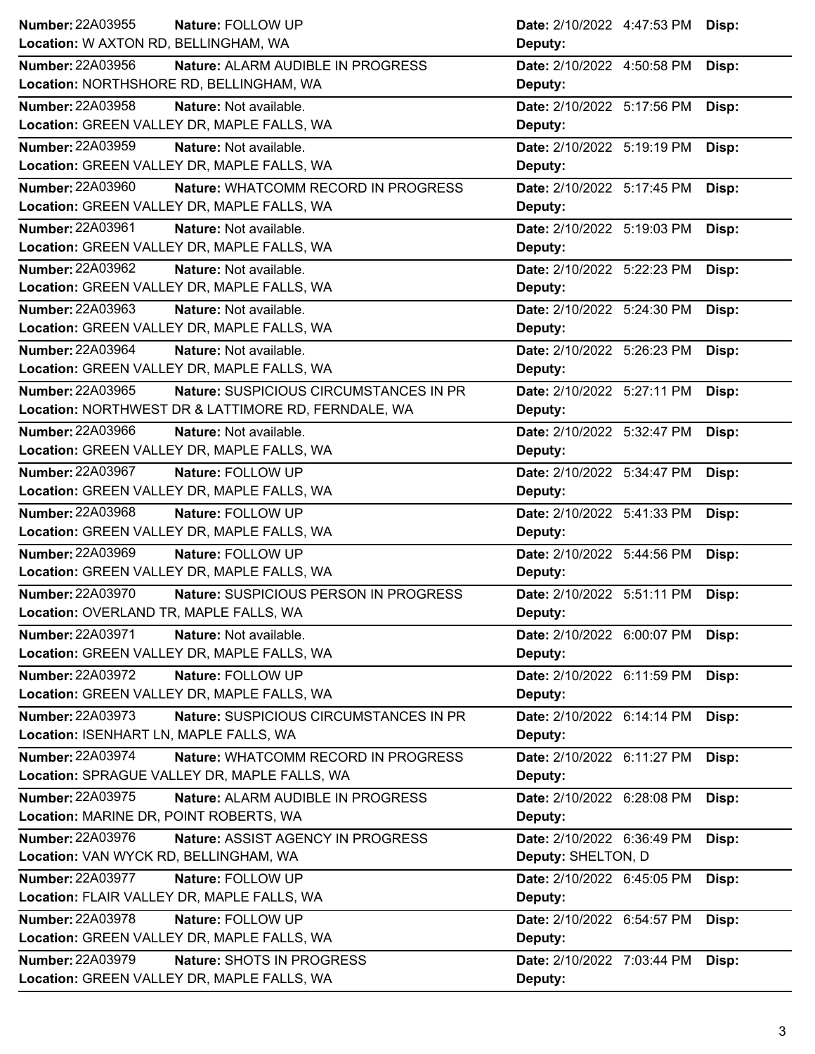| Number | Nature | Location | Date | Deputy | Disp |
|---|---|---|---|---|---|
| 22A03955 | FOLLOW UP | W AXTON RD, BELLINGHAM, WA | 2/10/2022 4:47:53 PM | | |
| 22A03956 | ALARM AUDIBLE IN PROGRESS | NORTHSHORE RD, BELLINGHAM, WA | 2/10/2022 4:50:58 PM | | |
| 22A03958 | Not available. | GREEN VALLEY DR, MAPLE FALLS, WA | 2/10/2022 5:17:56 PM | | |
| 22A03959 | Not available. | GREEN VALLEY DR, MAPLE FALLS, WA | 2/10/2022 5:19:19 PM | | |
| 22A03960 | WHATCOMM RECORD IN PROGRESS | GREEN VALLEY DR, MAPLE FALLS, WA | 2/10/2022 5:17:45 PM | | |
| 22A03961 | Not available. | GREEN VALLEY DR, MAPLE FALLS, WA | 2/10/2022 5:19:03 PM | | |
| 22A03962 | Not available. | GREEN VALLEY DR, MAPLE FALLS, WA | 2/10/2022 5:22:23 PM | | |
| 22A03963 | Not available. | GREEN VALLEY DR, MAPLE FALLS, WA | 2/10/2022 5:24:30 PM | | |
| 22A03964 | Not available. | GREEN VALLEY DR, MAPLE FALLS, WA | 2/10/2022 5:26:23 PM | | |
| 22A03965 | SUSPICIOUS CIRCUMSTANCES IN PR | NORTHWEST DR & LATTIMORE RD, FERNDALE, WA | 2/10/2022 5:27:11 PM | | |
| 22A03966 | Not available. | GREEN VALLEY DR, MAPLE FALLS, WA | 2/10/2022 5:32:47 PM | | |
| 22A03967 | FOLLOW UP | GREEN VALLEY DR, MAPLE FALLS, WA | 2/10/2022 5:34:47 PM | | |
| 22A03968 | FOLLOW UP | GREEN VALLEY DR, MAPLE FALLS, WA | 2/10/2022 5:41:33 PM | | |
| 22A03969 | FOLLOW UP | GREEN VALLEY DR, MAPLE FALLS, WA | 2/10/2022 5:44:56 PM | | |
| 22A03970 | SUSPICIOUS PERSON IN PROGRESS | OVERLAND TR, MAPLE FALLS, WA | 2/10/2022 5:51:11 PM | | |
| 22A03971 | Not available. | GREEN VALLEY DR, MAPLE FALLS, WA | 2/10/2022 6:00:07 PM | | |
| 22A03972 | FOLLOW UP | GREEN VALLEY DR, MAPLE FALLS, WA | 2/10/2022 6:11:59 PM | | |
| 22A03973 | SUSPICIOUS CIRCUMSTANCES IN PR | ISENHART LN, MAPLE FALLS, WA | 2/10/2022 6:14:14 PM | | |
| 22A03974 | WHATCOMM RECORD IN PROGRESS | SPRAGUE VALLEY DR, MAPLE FALLS, WA | 2/10/2022 6:11:27 PM | | |
| 22A03975 | ALARM AUDIBLE IN PROGRESS | MARINE DR, POINT ROBERTS, WA | 2/10/2022 6:28:08 PM | | |
| 22A03976 | ASSIST AGENCY IN PROGRESS | VAN WYCK RD, BELLINGHAM, WA | 2/10/2022 6:36:49 PM | SHELTON, D | |
| 22A03977 | FOLLOW UP | FLAIR VALLEY DR, MAPLE FALLS, WA | 2/10/2022 6:45:05 PM | | |
| 22A03978 | FOLLOW UP | GREEN VALLEY DR, MAPLE FALLS, WA | 2/10/2022 6:54:57 PM | | |
| 22A03979 | SHOTS IN PROGRESS | GREEN VALLEY DR, MAPLE FALLS, WA | 2/10/2022 7:03:44 PM | | |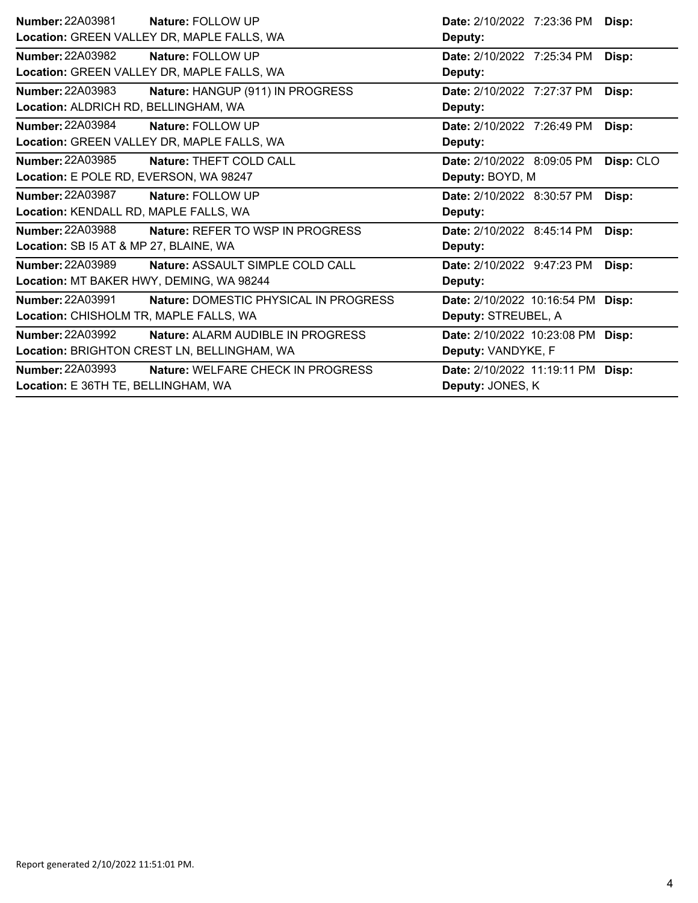**Number:** 22A03981 **Nature:** FOLLOW UP **Date:** 2/10/2022 7:23:36 PM **Disp:**
**Location:** GREEN VALLEY DR, MAPLE FALLS, WA **Deputy:**

---

**Number:** 22A03982 **Nature:** FOLLOW UP **Date:** 2/10/2022 7:25:34 PM **Disp:**
**Location:** GREEN VALLEY DR, MAPLE FALLS, WA **Deputy:**

---

**Number:** 22A03983 **Nature:** HANGUP (911) IN PROGRESS **Date:** 2/10/2022 7:27:37 PM **Disp:**
**Location:** ALDRICH RD, BELLINGHAM, WA **Deputy:**

---

**Number:** 22A03984 **Nature:** FOLLOW UP **Date:** 2/10/2022 7:26:49 PM **Disp:**
**Location:** GREEN VALLEY DR, MAPLE FALLS, WA **Deputy:**

---

**Number:** 22A03985 **Nature:** THEFT COLD CALL **Date:** 2/10/2022 8:09:05 PM **Disp:** CLO
**Location:** E POLE RD, EVERSON, WA 98247 **Deputy:** BOYD, M

---

**Number:** 22A03987 **Nature:** FOLLOW UP **Date:** 2/10/2022 8:30:57 PM **Disp:**
**Location:** KENDALL RD, MAPLE FALLS, WA **Deputy:**

---

**Number:** 22A03988 **Nature:** REFER TO WSP IN PROGRESS **Date:** 2/10/2022 8:45:14 PM **Disp:**
**Location:** SB I5 AT & MP 27, BLAINE, WA **Deputy:**

---

**Number:** 22A03989 **Nature:** ASSAULT SIMPLE COLD CALL **Date:** 2/10/2022 9:47:23 PM **Disp:**
**Location:** MT BAKER HWY, DEMING, WA 98244 **Deputy:**

---

**Number:** 22A03991 **Nature:** DOMESTIC PHYSICAL IN PROGRESS **Date:** 2/10/2022 10:16:54 PM **Disp:**
**Location:** CHISHOLM TR, MAPLE FALLS, WA **Deputy:** STREUBEL, A

---

**Number:** 22A03992 **Nature:** ALARM AUDIBLE IN PROGRESS **Date:** 2/10/2022 10:23:08 PM **Disp:**
**Location:** BRIGHTON CREST LN, BELLINGHAM, WA **Deputy:** VANDYKE, F

---

**Number:** 22A03993 **Nature:** WELFARE CHECK IN PROGRESS **Date:** 2/10/2022 11:19:11 PM **Disp:**
**Location:** E 36TH TE, BELLINGHAM, WA **Deputy:** JONES, K

---

Report generated 2/10/2022 11:51:01 PM.